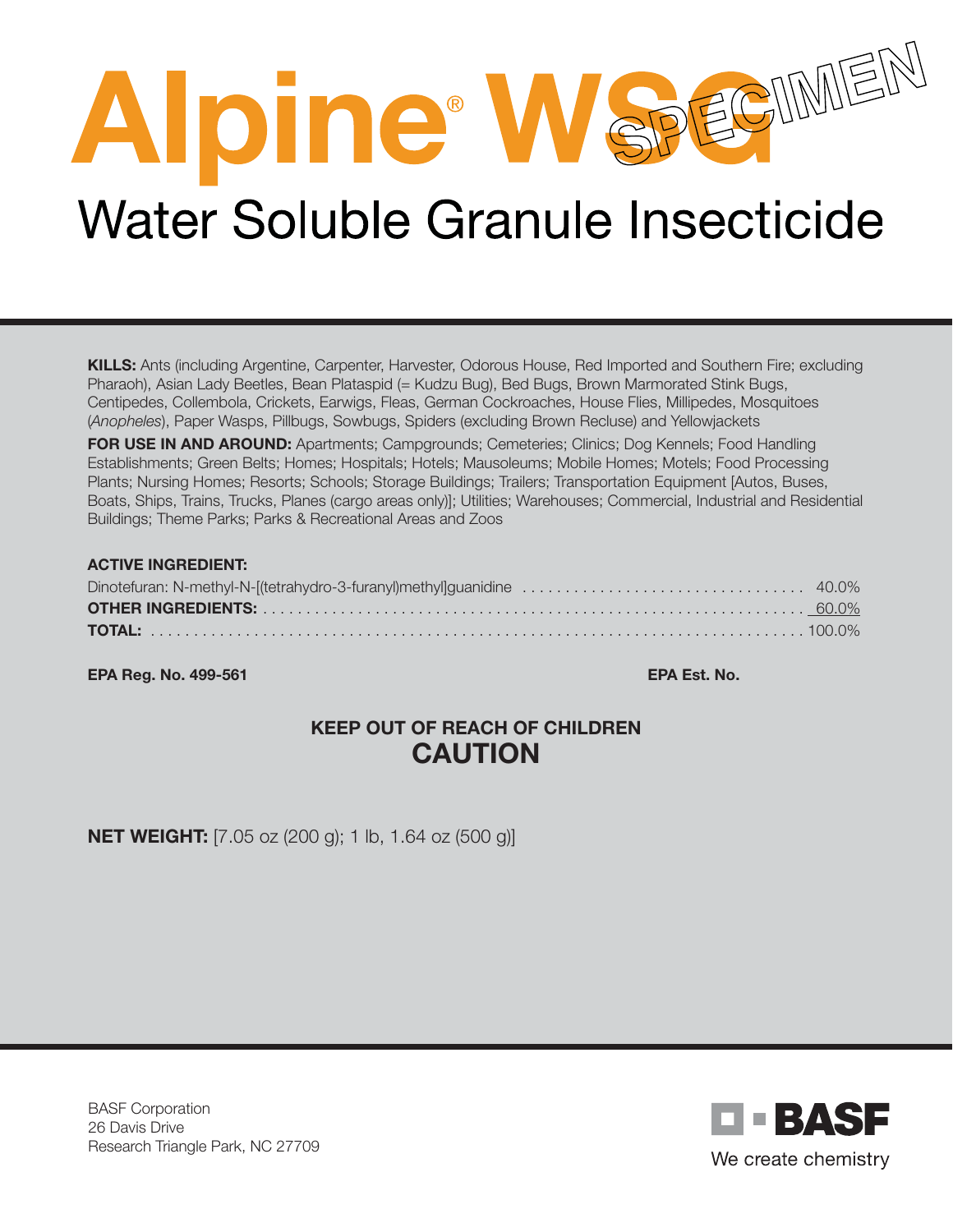# Alpine® WSG

## Water Soluble Granule Insecticide

**KILLS:** Ants (including Argentine, Carpenter, Harvester, Odorous House, Red Imported and Southern Fire; excluding Pharaoh), Asian Lady Beetles, Bean Plataspid (= Kudzu Bug), Bed Bugs, Brown Marmorated Stink Bugs, Centipedes, Collembola, Crickets, Earwigs, Fleas, German Cockroaches, House Flies, Millipedes, Mosquitoes (*Anopheles*), Paper Wasps, Pillbugs, Sowbugs, Spiders (excluding Brown Recluse) and Yellowjackets

**FOR USE IN AND AROUND:** Apartments; Campgrounds; Cemeteries; Clinics; Dog Kennels; Food Handling Establishments; Green Belts; Homes; Hospitals; Hotels; Mausoleums; Mobile Homes; Motels; Food Processing Plants; Nursing Homes; Resorts; Schools; Storage Buildings; Trailers; Transportation Equipment [Autos, Buses, Boats, Ships, Trains, Trucks, Planes (cargo areas only)]; Utilities; Warehouses; Commercial, Industrial and Residential Buildings; Theme Parks; Parks & Recreational Areas and Zoos

**ACTIVE INGREDIENT:**

| | |
|---|---|
| Dinotefuran: N-methyl-N-[(tetrahydro-3-furanyl)methyl]guanidine | 40.0% |
| **OTHER INGREDIENTS:** | 60.0% |
| **TOTAL:** | 100.0% |

**EPA Reg. No. 499-561** **EPA Est. No.**

**KEEP OUT OF REACH OF CHILDREN**

**CAUTION**

**NET WEIGHT:** [7.05 oz (200 g); 1 lb, 1.64 oz (500 g)]

BASF Corporation
26 Davis Drive
Research Triangle Park, NC 27709

BASF
We create chemistry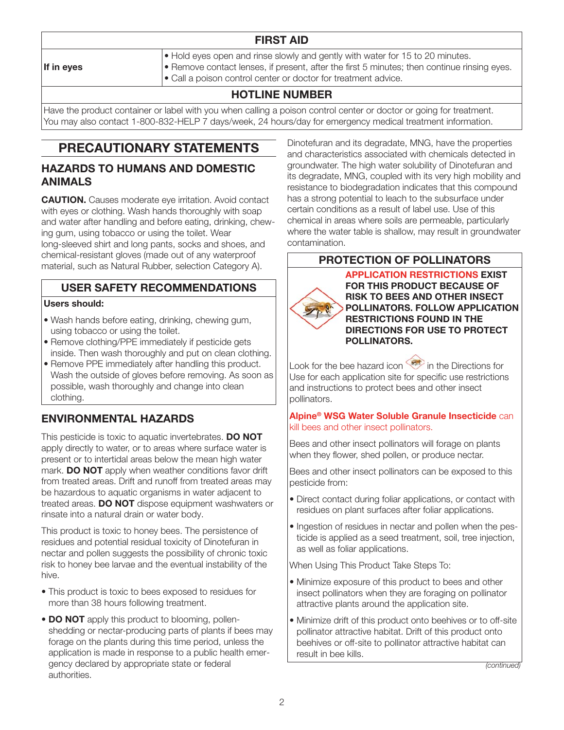| FIRST AID | |
|---|---|
| **If in eyes** | • Hold eyes open and rinse slowly and gently with water for 15 to 20 minutes.<br>• Remove contact lenses, if present, after the first 5 minutes; then continue rinsing eyes.<br>• Call a poison control center or doctor for treatment advice. |
| **HOTLINE NUMBER** | |
| Have the product container or label with you when calling a poison control center or doctor or going for treatment. You may also contact 1-800-832-HELP 7 days/week, 24 hours/day for emergency medical treatment information. | |

# PRECAUTIONARY STATEMENTS

## HAZARDS TO HUMANS AND DOMESTIC ANIMALS

**CAUTION.** Causes moderate eye irritation. Avoid contact with eyes or clothing. Wash hands thoroughly with soap and water after handling and before eating, drinking, chewing gum, using tobacco or using the toilet. Wear long-sleeved shirt and long pants, socks and shoes, and chemical-resistant gloves (made out of any waterproof material, such as Natural Rubber, selection Category A).

## USER SAFETY RECOMMENDATIONS

**Users should:**

- Wash hands before eating, drinking, chewing gum, using tobacco or using the toilet.
- Remove clothing/PPE immediately if pesticide gets inside. Then wash thoroughly and put on clean clothing.
- Remove PPE immediately after handling this product. Wash the outside of gloves before removing. As soon as possible, wash thoroughly and change into clean clothing.

## ENVIRONMENTAL HAZARDS

This pesticide is toxic to aquatic invertebrates. **DO NOT** apply directly to water, or to areas where surface water is present or to intertidal areas below the mean high water mark. **DO NOT** apply when weather conditions favor drift from treated areas. Drift and runoff from treated areas may be hazardous to aquatic organisms in water adjacent to treated areas. **DO NOT** dispose equipment washwaters or rinsate into a natural drain or water body.

This product is toxic to honey bees. The persistence of residues and potential residual toxicity of Dinotefuran in nectar and pollen suggests the possibility of chronic toxic risk to honey bee larvae and the eventual instability of the hive.

- This product is toxic to bees exposed to residues for more than 38 hours following treatment.
- **DO NOT** apply this product to blooming, pollen-shedding or nectar-producing parts of plants if bees may forage on the plants during this time period, unless the application is made in response to a public health emergency declared by appropriate state or federal authorities.

Dinotefuran and its degradate, MNG, have the properties and characteristics associated with chemicals detected in groundwater. The high water solubility of Dinotefuran and its degradate, MNG, coupled with its very high mobility and resistance to biodegradation indicates that this compound has a strong potential to leach to the subsurface under certain conditions as a result of label use. Use of this chemical in areas where soils are permeable, particularly where the water table is shallow, may result in groundwater contamination.

## PROTECTION OF POLLINATORS

**APPLICATION RESTRICTIONS EXIST FOR THIS PRODUCT BECAUSE OF RISK TO BEES AND OTHER INSECT POLLINATORS. FOLLOW APPLICATION RESTRICTIONS FOUND IN THE DIRECTIONS FOR USE TO PROTECT POLLINATORS.**

Look for the bee hazard icon in the Directions for Use for each application site for specific use restrictions and instructions to protect bees and other insect pollinators.

**Alpine® WSG Water Soluble Granule Insecticide** can kill bees and other insect pollinators.

Bees and other insect pollinators will forage on plants when they flower, shed pollen, or produce nectar.

Bees and other insect pollinators can be exposed to this pesticide from:

- Direct contact during foliar applications, or contact with residues on plant surfaces after foliar applications.
- Ingestion of residues in nectar and pollen when the pesticide is applied as a seed treatment, soil, tree injection, as well as foliar applications.

When Using This Product Take Steps To:

- Minimize exposure of this product to bees and other insect pollinators when they are foraging on pollinator attractive plants around the application site.
- Minimize drift of this product onto beehives or to off-site pollinator attractive habitat. Drift of this product onto beehives or off-site to pollinator attractive habitat can result in bee kills.

*(continued)*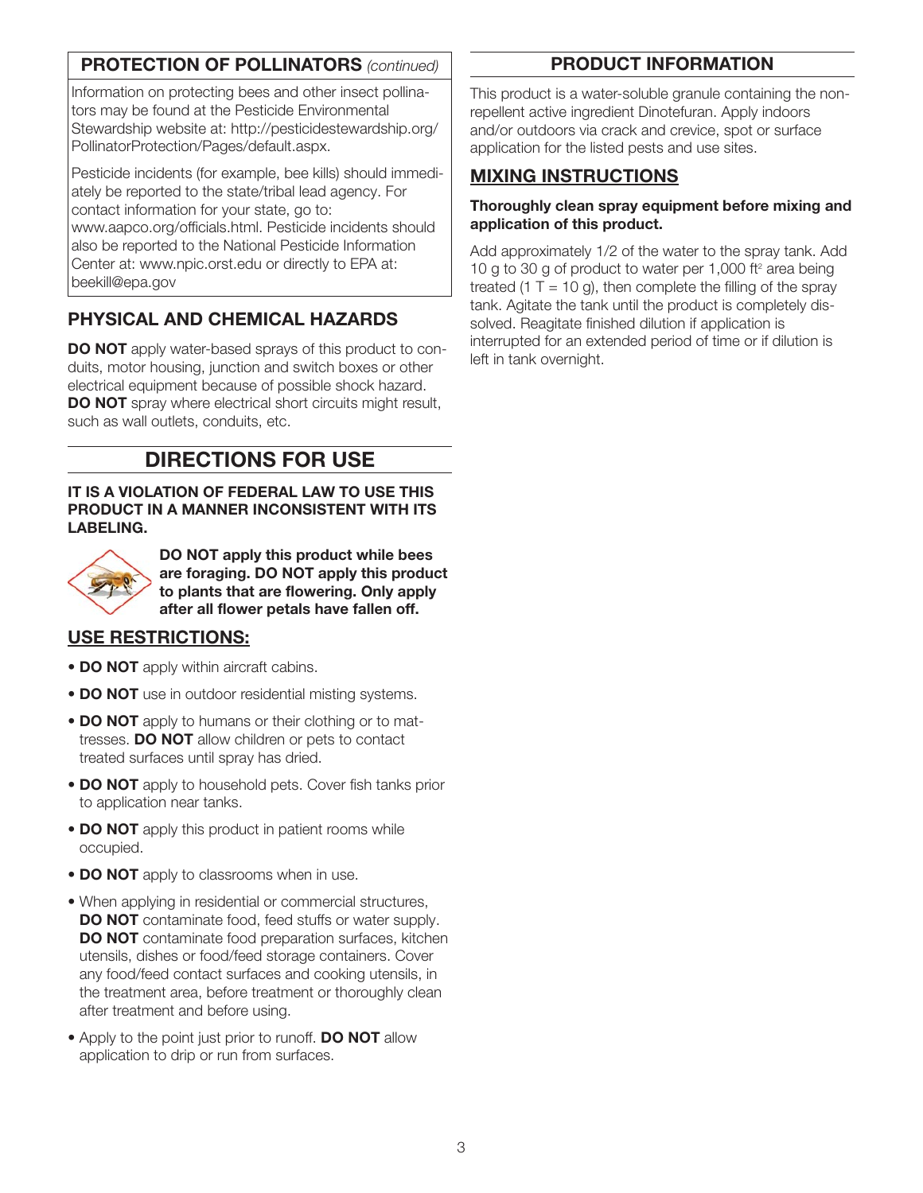## PROTECTION OF POLLINATORS *(continued)*

Information on protecting bees and other insect pollinators may be found at the Pesticide Environmental Stewardship website at: http://pesticidestewardship.org/PollinatorProtection/Pages/default.aspx.

Pesticide incidents (for example, bee kills) should immediately be reported to the state/tribal lead agency. For contact information for your state, go to: www.aapco.org/officials.html. Pesticide incidents should also be reported to the National Pesticide Information Center at: www.npic.orst.edu or directly to EPA at: beekill@epa.gov

## PHYSICAL AND CHEMICAL HAZARDS

**DO NOT** apply water-based sprays of this product to conduits, motor housing, junction and switch boxes or other electrical equipment because of possible shock hazard. **DO NOT** spray where electrical short circuits might result, such as wall outlets, conduits, etc.

# DIRECTIONS FOR USE

**IT IS A VIOLATION OF FEDERAL LAW TO USE THIS PRODUCT IN A MANNER INCONSISTENT WITH ITS LABELING.**

**DO NOT apply this product while bees are foraging. DO NOT apply this product to plants that are flowering. Only apply after all flower petals have fallen off.**

## USE RESTRICTIONS:

- **DO NOT** apply within aircraft cabins.
- **DO NOT** use in outdoor residential misting systems.
- **DO NOT** apply to humans or their clothing or to mattresses. **DO NOT** allow children or pets to contact treated surfaces until spray has dried.
- **DO NOT** apply to household pets. Cover fish tanks prior to application near tanks.
- **DO NOT** apply this product in patient rooms while occupied.
- **DO NOT** apply to classrooms when in use.
- When applying in residential or commercial structures, **DO NOT** contaminate food, feed stuffs or water supply. **DO NOT** contaminate food preparation surfaces, kitchen utensils, dishes or food/feed storage containers. Cover any food/feed contact surfaces and cooking utensils, in the treatment area, before treatment or thoroughly clean after treatment and before using.
- Apply to the point just prior to runoff. **DO NOT** allow application to drip or run from surfaces.

## PRODUCT INFORMATION

This product is a water-soluble granule containing the non-repellent active ingredient Dinotefuran. Apply indoors and/or outdoors via crack and crevice, spot or surface application for the listed pests and use sites.

## MIXING INSTRUCTIONS

**Thoroughly clean spray equipment before mixing and application of this product.**

Add approximately 1/2 of the water to the spray tank. Add 10 g to 30 g of product to water per 1,000 $ft^2$ area being treated (1 T = 10 g), then complete the filling of the spray tank. Agitate the tank until the product is completely dissolved. Reagitate finished dilution if application is interrupted for an extended period of time or if dilution is left in tank overnight.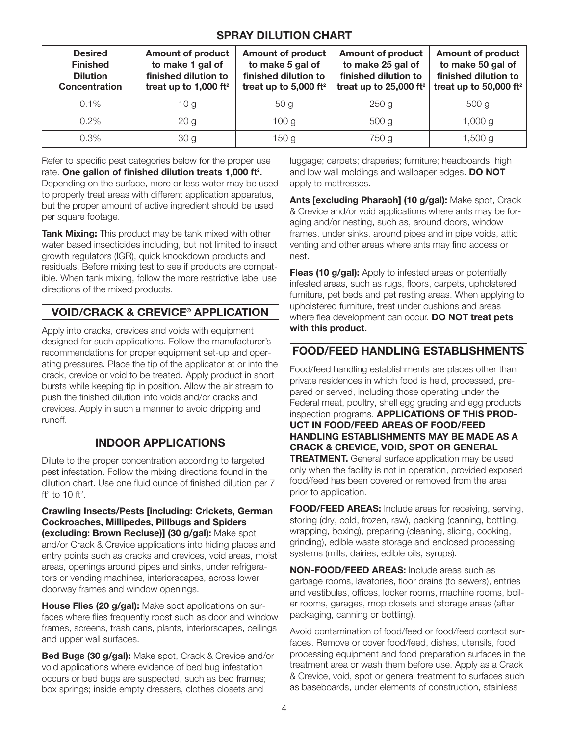## SPRAY DILUTION CHART

| Desired Finished Dilution Concentration | Amount of product to make 1 gal of finished dilution to treat up to 1,000 ft² | Amount of product to make 5 gal of finished dilution to treat up to 5,000 ft² | Amount of product to make 25 gal of finished dilution to treat up to 25,000 ft² | Amount of product to make 50 gal of finished dilution to treat up to 50,000 ft² |
|---|---|---|---|---|
| 0.1% | 10 g | 50 g | 250 g | 500 g |
| 0.2% | 20 g | 100 g | 500 g | 1,000 g |
| 0.3% | 30 g | 150 g | 750 g | 1,500 g |

Refer to specific pest categories below for the proper use rate. **One gallon of finished dilution treats 1,000 ft².** Depending on the surface, more or less water may be used to properly treat areas with different application apparatus, but the proper amount of active ingredient should be used per square footage.

**Tank Mixing:** This product may be tank mixed with other water based insecticides including, but not limited to insect growth regulators (IGR), quick knockdown products and residuals. Before mixing test to see if products are compatible. When tank mixing, follow the more restrictive label use directions of the mixed products.

## VOID/CRACK & CREVICE® APPLICATION

Apply into cracks, crevices and voids with equipment designed for such applications. Follow the manufacturer's recommendations for proper equipment set-up and operating pressures. Place the tip of the applicator at or into the crack, crevice or void to be treated. Apply product in short bursts while keeping tip in position. Allow the air stream to push the finished dilution into voids and/or cracks and crevices. Apply in such a manner to avoid dripping and runoff.

## INDOOR APPLICATIONS

Dilute to the proper concentration according to targeted pest infestation. Follow the mixing directions found in the dilution chart. Use one fluid ounce of finished dilution per 7 ft² to 10 ft².

**Crawling Insects/Pests [including: Crickets, German Cockroaches, Millipedes, Pillbugs and Spiders (excluding: Brown Recluse)] (30 g/gal):** Make spot and/or Crack & Crevice applications into hiding places and entry points such as cracks and crevices, void areas, moist areas, openings around pipes and sinks, under refrigerators or vending machines, interiorscapes, across lower doorway frames and window openings.

**House Flies (20 g/gal):** Make spot applications on surfaces where flies frequently roost such as door and window frames, screens, trash cans, plants, interiorscapes, ceilings and upper wall surfaces.

**Bed Bugs (30 g/gal):** Make spot, Crack & Crevice and/or void applications where evidence of bed bug infestation occurs or bed bugs are suspected, such as bed frames; box springs; inside empty dressers, clothes closets and luggage; carpets; draperies; furniture; headboards; high and low wall moldings and wallpaper edges. **DO NOT** apply to mattresses.

**Ants [excluding Pharaoh] (10 g/gal):** Make spot, Crack & Crevice and/or void applications where ants may be foraging and/or nesting, such as, around doors, window frames, under sinks, around pipes and in pipe voids, attic venting and other areas where ants may find access or nest.

**Fleas (10 g/gal):** Apply to infested areas or potentially infested areas, such as rugs, floors, carpets, upholstered furniture, pet beds and pet resting areas. When applying to upholstered furniture, treat under cushions and areas where flea development can occur. **DO NOT treat pets with this product.**

## FOOD/FEED HANDLING ESTABLISHMENTS

Food/feed handling establishments are places other than private residences in which food is held, processed, prepared or served, including those operating under the Federal meat, poultry, shell egg grading and egg products inspection programs. **APPLICATIONS OF THIS PRODUCT IN FOOD/FEED AREAS OF FOOD/FEED HANDLING ESTABLISHMENTS MAY BE MADE AS A CRACK & CREVICE, VOID, SPOT OR GENERAL TREATMENT.** General surface application may be used only when the facility is not in operation, provided exposed food/feed has been covered or removed from the area prior to application.

**FOOD/FEED AREAS:** Include areas for receiving, serving, storing (dry, cold, frozen, raw), packing (canning, bottling, wrapping, boxing), preparing (cleaning, slicing, cooking, grinding), edible waste storage and enclosed processing systems (mills, dairies, edible oils, syrups).

**NON-FOOD/FEED AREAS:** Include areas such as garbage rooms, lavatories, floor drains (to sewers), entries and vestibules, offices, locker rooms, machine rooms, boiler rooms, garages, mop closets and storage areas (after packaging, canning or bottling).

Avoid contamination of food/feed or food/feed contact surfaces. Remove or cover food/feed, dishes, utensils, food processing equipment and food preparation surfaces in the treatment area or wash them before use. Apply as a Crack & Crevice, void, spot or general treatment to surfaces such as baseboards, under elements of construction, stainless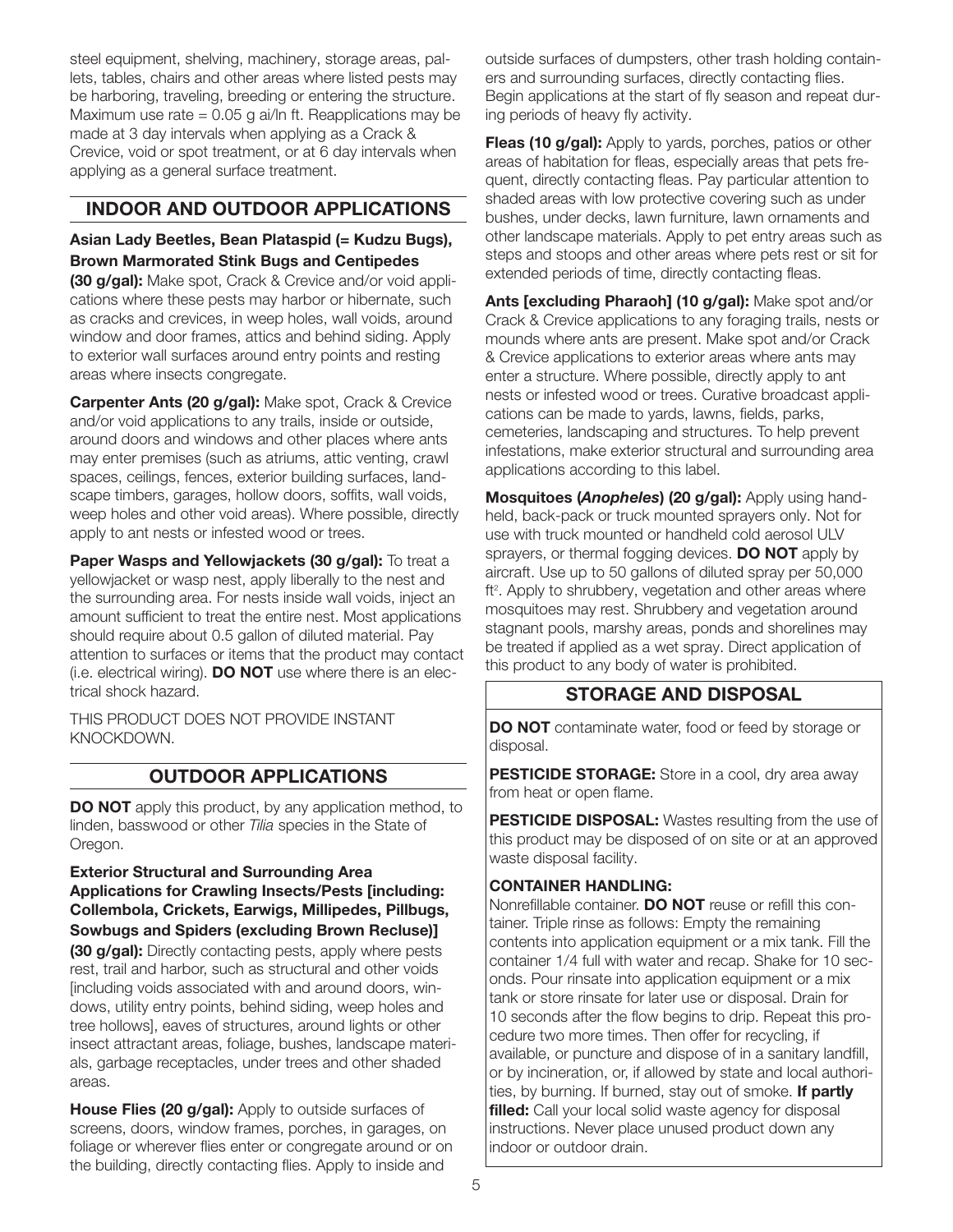steel equipment, shelving, machinery, storage areas, pallets, tables, chairs and other areas where listed pests may be harboring, traveling, breeding or entering the structure. Maximum use rate = 0.05 g ai/ln ft. Reapplications may be made at 3 day intervals when applying as a Crack & Crevice, void or spot treatment, or at 6 day intervals when applying as a general surface treatment.

## INDOOR AND OUTDOOR APPLICATIONS

**Asian Lady Beetles, Bean Plataspid (= Kudzu Bugs), Brown Marmorated Stink Bugs and Centipedes (30 g/gal):** Make spot, Crack & Crevice and/or void applications where these pests may harbor or hibernate, such as cracks and crevices, in weep holes, wall voids, around window and door frames, attics and behind siding. Apply to exterior wall surfaces around entry points and resting areas where insects congregate.

**Carpenter Ants (20 g/gal):** Make spot, Crack & Crevice and/or void applications to any trails, inside or outside, around doors and windows and other places where ants may enter premises (such as atriums, attic venting, crawl spaces, ceilings, fences, exterior building surfaces, landscape timbers, garages, hollow doors, soffits, wall voids, weep holes and other void areas). Where possible, directly apply to ant nests or infested wood or trees.

**Paper Wasps and Yellowjackets (30 g/gal):** To treat a yellowjacket or wasp nest, apply liberally to the nest and the surrounding area. For nests inside wall voids, inject an amount sufficient to treat the entire nest. Most applications should require about 0.5 gallon of diluted material. Pay attention to surfaces or items that the product may contact (i.e. electrical wiring). **DO NOT** use where there is an electrical shock hazard.

THIS PRODUCT DOES NOT PROVIDE INSTANT KNOCKDOWN.

## OUTDOOR APPLICATIONS

**DO NOT** apply this product, by any application method, to linden, basswood or other *Tilia* species in the State of Oregon.

**Exterior Structural and Surrounding Area Applications for Crawling Insects/Pests [including: Collembola, Crickets, Earwigs, Millipedes, Pillbugs, Sowbugs and Spiders (excluding Brown Recluse)] (30 g/gal):** Directly contacting pests, apply where pests rest, trail and harbor, such as structural and other voids [including voids associated with and around doors, windows, utility entry points, behind siding, weep holes and tree hollows], eaves of structures, around lights or other insect attractant areas, foliage, bushes, landscape materials, garbage receptacles, under trees and other shaded areas.

**House Flies (20 g/gal):** Apply to outside surfaces of screens, doors, window frames, porches, in garages, on foliage or wherever flies enter or congregate around or on the building, directly contacting flies. Apply to inside and outside surfaces of dumpsters, other trash holding containers and surrounding surfaces, directly contacting flies. Begin applications at the start of fly season and repeat during periods of heavy fly activity.

**Fleas (10 g/gal):** Apply to yards, porches, patios or other areas of habitation for fleas, especially areas that pets frequent, directly contacting fleas. Pay particular attention to shaded areas with low protective covering such as under bushes, under decks, lawn furniture, lawn ornaments and other landscape materials. Apply to pet entry areas such as steps and stoops and other areas where pets rest or sit for extended periods of time, directly contacting fleas.

**Ants [excluding Pharaoh] (10 g/gal):** Make spot and/or Crack & Crevice applications to any foraging trails, nests or mounds where ants are present. Make spot and/or Crack & Crevice applications to exterior areas where ants may enter a structure. Where possible, directly apply to ant nests or infested wood or trees. Curative broadcast applications can be made to yards, lawns, fields, parks, cemeteries, landscaping and structures. To help prevent infestations, make exterior structural and surrounding area applications according to this label.

**Mosquitoes (*Anopheles*) (20 g/gal):** Apply using handheld, back-pack or truck mounted sprayers only. Not for use with truck mounted or handheld cold aerosol ULV sprayers, or thermal fogging devices. **DO NOT** apply by aircraft. Use up to 50 gallons of diluted spray per 50,000 $ft^2$. Apply to shrubbery, vegetation and other areas where mosquitoes may rest. Shrubbery and vegetation around stagnant pools, marshy areas, ponds and shorelines may be treated if applied as a wet spray. Direct application of this product to any body of water is prohibited.

## STORAGE AND DISPOSAL

**DO NOT** contaminate water, food or feed by storage or disposal.

**PESTICIDE STORAGE:** Store in a cool, dry area away from heat or open flame.

**PESTICIDE DISPOSAL:** Wastes resulting from the use of this product may be disposed of on site or at an approved waste disposal facility.

**CONTAINER HANDLING:**
Nonrefillable container. **DO NOT** reuse or refill this container. Triple rinse as follows: Empty the remaining contents into application equipment or a mix tank. Fill the container 1/4 full with water and recap. Shake for 10 seconds. Pour rinsate into application equipment or a mix tank or store rinsate for later use or disposal. Drain for 10 seconds after the flow begins to drip. Repeat this procedure two more times. Then offer for recycling, if available, or puncture and dispose of in a sanitary landfill, or by incineration, or, if allowed by state and local authorities, by burning. If burned, stay out of smoke. **If partly filled:** Call your local solid waste agency for disposal instructions. Never place unused product down any indoor or outdoor drain.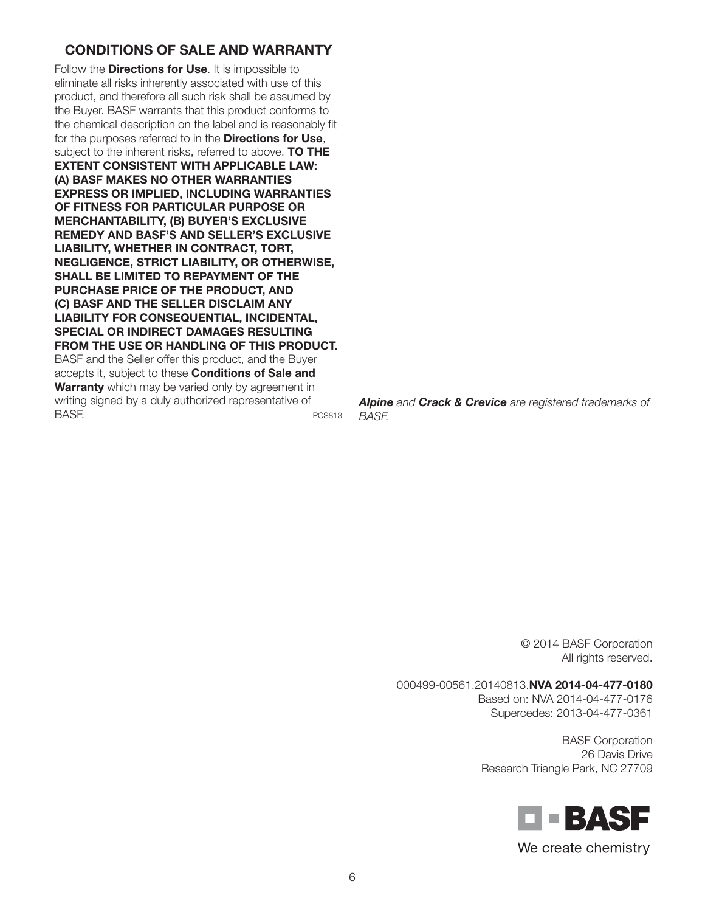## CONDITIONS OF SALE AND WARRANTY

Follow the **Directions for Use**. It is impossible to eliminate all risks inherently associated with use of this product, and therefore all such risk shall be assumed by the Buyer. BASF warrants that this product conforms to the chemical description on the label and is reasonably fit for the purposes referred to in the **Directions for Use**, subject to the inherent risks, referred to above. **TO THE EXTENT CONSISTENT WITH APPLICABLE LAW: (A) BASF MAKES NO OTHER WARRANTIES EXPRESS OR IMPLIED, INCLUDING WARRANTIES OF FITNESS FOR PARTICULAR PURPOSE OR MERCHANTABILITY, (B) BUYER'S EXCLUSIVE REMEDY AND BASF'S AND SELLER'S EXCLUSIVE LIABILITY, WHETHER IN CONTRACT, TORT, NEGLIGENCE, STRICT LIABILITY, OR OTHERWISE, SHALL BE LIMITED TO REPAYMENT OF THE PURCHASE PRICE OF THE PRODUCT, AND (C) BASF AND THE SELLER DISCLAIM ANY LIABILITY FOR CONSEQUENTIAL, INCIDENTAL, SPECIAL OR INDIRECT DAMAGES RESULTING FROM THE USE OR HANDLING OF THIS PRODUCT.** BASF and the Seller offer this product, and the Buyer accepts it, subject to these **Conditions of Sale and Warranty** which may be varied only by agreement in writing signed by a duly authorized representative of BASF. PCS813

***Alpine*** *and* ***Crack & Crevice*** *are registered trademarks of BASF.*

© 2014 BASF Corporation
All rights reserved.

000499-00561.20140813.**NVA 2014-04-477-0180**
Based on: NVA 2014-04-477-0176
Supercedes: 2013-04-477-0361

BASF Corporation
26 Davis Drive
Research Triangle Park, NC 27709

BASF
We create chemistry